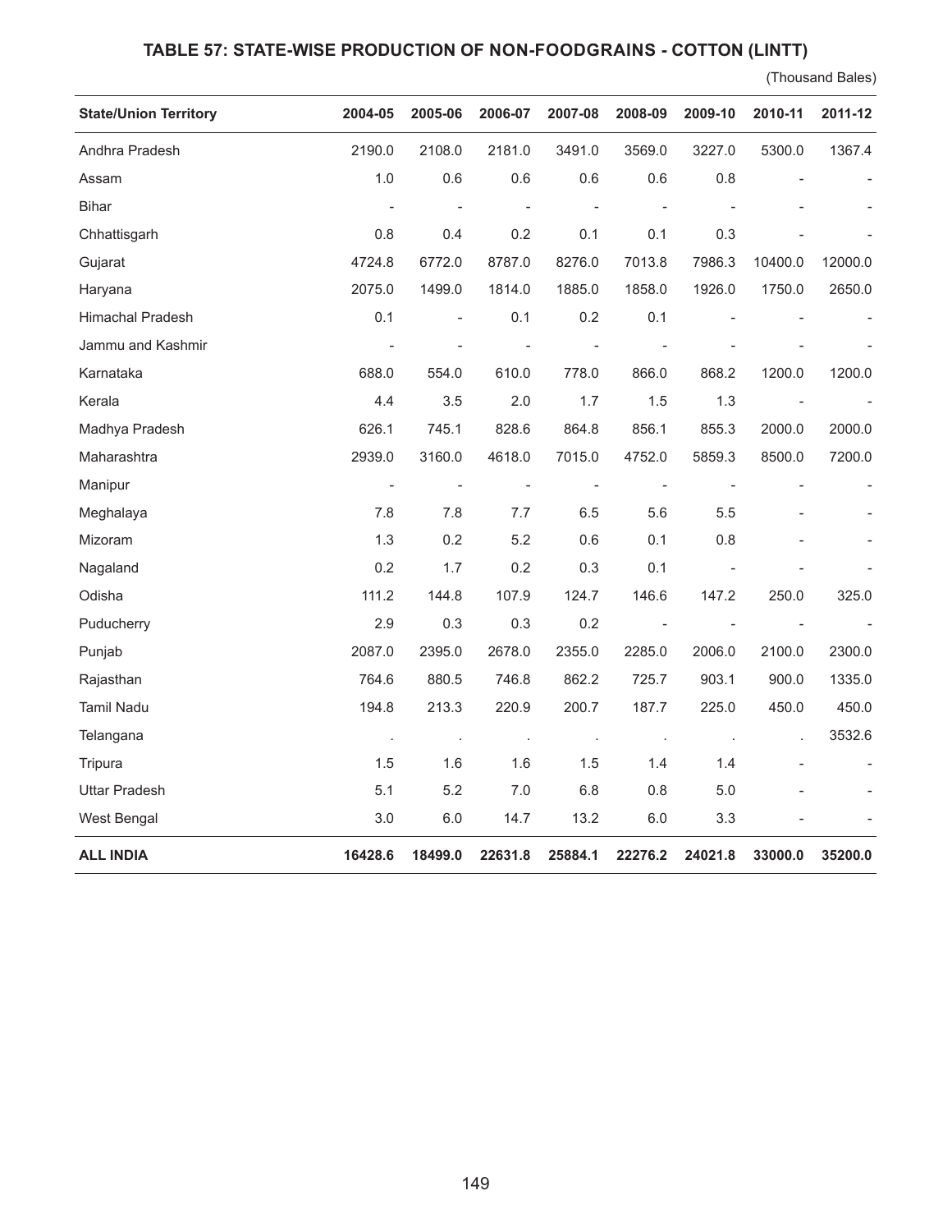# TABLE 57: STATE-WISE PRODUCTION OF NON-FOODGRAINS - COTTON (LINTT)

(Thousand Bales)

| State/Union Territory | 2004-05 | 2005-06 | 2006-07 | 2007-08 | 2008-09 | 2009-10 | 2010-11 | 2011-12 |
|---|---|---|---|---|---|---|---|---|
| Andhra Pradesh | 2190.0 | 2108.0 | 2181.0 | 3491.0 | 3569.0 | 3227.0 | 5300.0 | 1367.4 |
| Assam | 1.0 | 0.6 | 0.6 | 0.6 | 0.6 | 0.8 | - | - |
| Bihar | - | - | - | - | - | - | - | - |
| Chhattisgarh | 0.8 | 0.4 | 0.2 | 0.1 | 0.1 | 0.3 | - | - |
| Gujarat | 4724.8 | 6772.0 | 8787.0 | 8276.0 | 7013.8 | 7986.3 | 10400.0 | 12000.0 |
| Haryana | 2075.0 | 1499.0 | 1814.0 | 1885.0 | 1858.0 | 1926.0 | 1750.0 | 2650.0 |
| Himachal Pradesh | 0.1 | - | 0.1 | 0.2 | 0.1 | - | - | - |
| Jammu and Kashmir | - | - | - | - | - | - | - | - |
| Karnataka | 688.0 | 554.0 | 610.0 | 778.0 | 866.0 | 868.2 | 1200.0 | 1200.0 |
| Kerala | 4.4 | 3.5 | 2.0 | 1.7 | 1.5 | 1.3 | - | - |
| Madhya Pradesh | 626.1 | 745.1 | 828.6 | 864.8 | 856.1 | 855.3 | 2000.0 | 2000.0 |
| Maharashtra | 2939.0 | 3160.0 | 4618.0 | 7015.0 | 4752.0 | 5859.3 | 8500.0 | 7200.0 |
| Manipur | - | - | - | - | - | - | - | - |
| Meghalaya | 7.8 | 7.8 | 7.7 | 6.5 | 5.6 | 5.5 | - | - |
| Mizoram | 1.3 | 0.2 | 5.2 | 0.6 | 0.1 | 0.8 | - | - |
| Nagaland | 0.2 | 1.7 | 0.2 | 0.3 | 0.1 | - | - | - |
| Odisha | 111.2 | 144.8 | 107.9 | 124.7 | 146.6 | 147.2 | 250.0 | 325.0 |
| Puducherry | 2.9 | 0.3 | 0.3 | 0.2 | - | - | - | - |
| Punjab | 2087.0 | 2395.0 | 2678.0 | 2355.0 | 2285.0 | 2006.0 | 2100.0 | 2300.0 |
| Rajasthan | 764.6 | 880.5 | 746.8 | 862.2 | 725.7 | 903.1 | 900.0 | 1335.0 |
| Tamil Nadu | 194.8 | 213.3 | 220.9 | 200.7 | 187.7 | 225.0 | 450.0 | 450.0 |
| Telangana | . | . | . | . | . | . | . | 3532.6 |
| Tripura | 1.5 | 1.6 | 1.6 | 1.5 | 1.4 | 1.4 | - | - |
| Uttar Pradesh | 5.1 | 5.2 | 7.0 | 6.8 | 0.8 | 5.0 | - | - |
| West Bengal | 3.0 | 6.0 | 14.7 | 13.2 | 6.0 | 3.3 | - | - |
| **ALL INDIA** | **16428.6** | **18499.0** | **22631.8** | **25884.1** | **22276.2** | **24021.8** | **33000.0** | **35200.0** |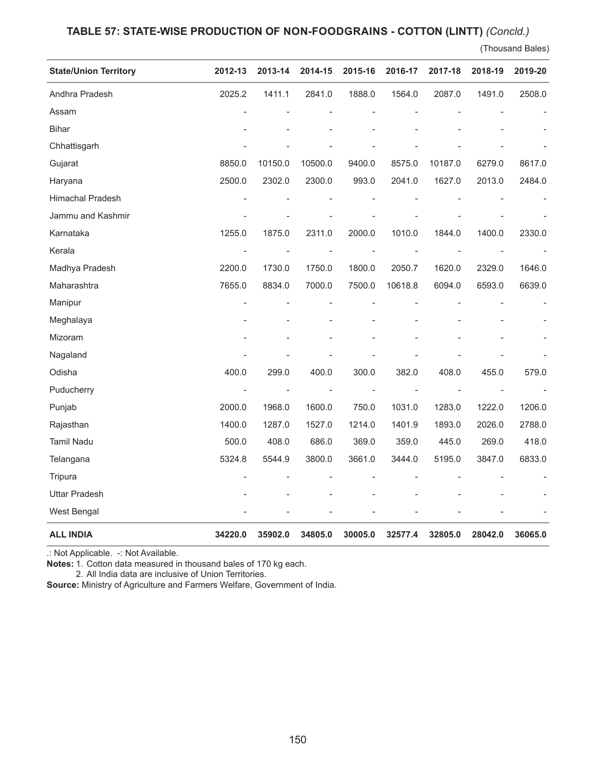## TABLE 57: STATE-WISE PRODUCTION OF NON-FOODGRAINS - COTTON (LINTT) *(Concld.)*

(Thousand Bales)

| State/Union Territory | 2012-13 | 2013-14 | 2014-15 | 2015-16 | 2016-17 | 2017-18 | 2018-19 | 2019-20 |
|---|---|---|---|---|---|---|---|---|
| Andhra Pradesh | 2025.2 | 1411.1 | 2841.0 | 1888.0 | 1564.0 | 2087.0 | 1491.0 | 2508.0 |
| Assam | - | - | - | - | - | - | - | - |
| Bihar | - | - | - | - | - | - | - | - |
| Chhattisgarh | - | - | - | - | - | - | - | - |
| Gujarat | 8850.0 | 10150.0 | 10500.0 | 9400.0 | 8575.0 | 10187.0 | 6279.0 | 8617.0 |
| Haryana | 2500.0 | 2302.0 | 2300.0 | 993.0 | 2041.0 | 1627.0 | 2013.0 | 2484.0 |
| Himachal Pradesh | - | - | - | - | - | - | - | - |
| Jammu and Kashmir | - | - | - | - | - | - | - | - |
| Karnataka | 1255.0 | 1875.0 | 2311.0 | 2000.0 | 1010.0 | 1844.0 | 1400.0 | 2330.0 |
| Kerala | - | - | - | - | - | - | - | - |
| Madhya Pradesh | 2200.0 | 1730.0 | 1750.0 | 1800.0 | 2050.7 | 1620.0 | 2329.0 | 1646.0 |
| Maharashtra | 7655.0 | 8834.0 | 7000.0 | 7500.0 | 10618.8 | 6094.0 | 6593.0 | 6639.0 |
| Manipur | - | - | - | - | - | - | - | - |
| Meghalaya | - | - | - | - | - | - | - | - |
| Mizoram | - | - | - | - | - | - | - | - |
| Nagaland | - | - | - | - | - | - | - | - |
| Odisha | 400.0 | 299.0 | 400.0 | 300.0 | 382.0 | 408.0 | 455.0 | 579.0 |
| Puducherry | - | - | - | - | - | - | - | - |
| Punjab | 2000.0 | 1968.0 | 1600.0 | 750.0 | 1031.0 | 1283.0 | 1222.0 | 1206.0 |
| Rajasthan | 1400.0 | 1287.0 | 1527.0 | 1214.0 | 1401.9 | 1893.0 | 2026.0 | 2788.0 |
| Tamil Nadu | 500.0 | 408.0 | 686.0 | 369.0 | 359.0 | 445.0 | 269.0 | 418.0 |
| Telangana | 5324.8 | 5544.9 | 3800.0 | 3661.0 | 3444.0 | 5195.0 | 3847.0 | 6833.0 |
| Tripura | - | - | - | - | - | - | - | - |
| Uttar Pradesh | - | - | - | - | - | - | - | - |
| West Bengal | - | - | - | - | - | - | - | - |
| **ALL INDIA** | **34220.0** | **35902.0** | **34805.0** | **30005.0** | **32577.4** | **32805.0** | **28042.0** | **36065.0** |

.: Not Applicable. -: Not Available.

**Notes:** 1. Cotton data measured in thousand bales of 170 kg each.

2. All India data are inclusive of Union Territories.

**Source:** Ministry of Agriculture and Farmers Welfare, Government of India.